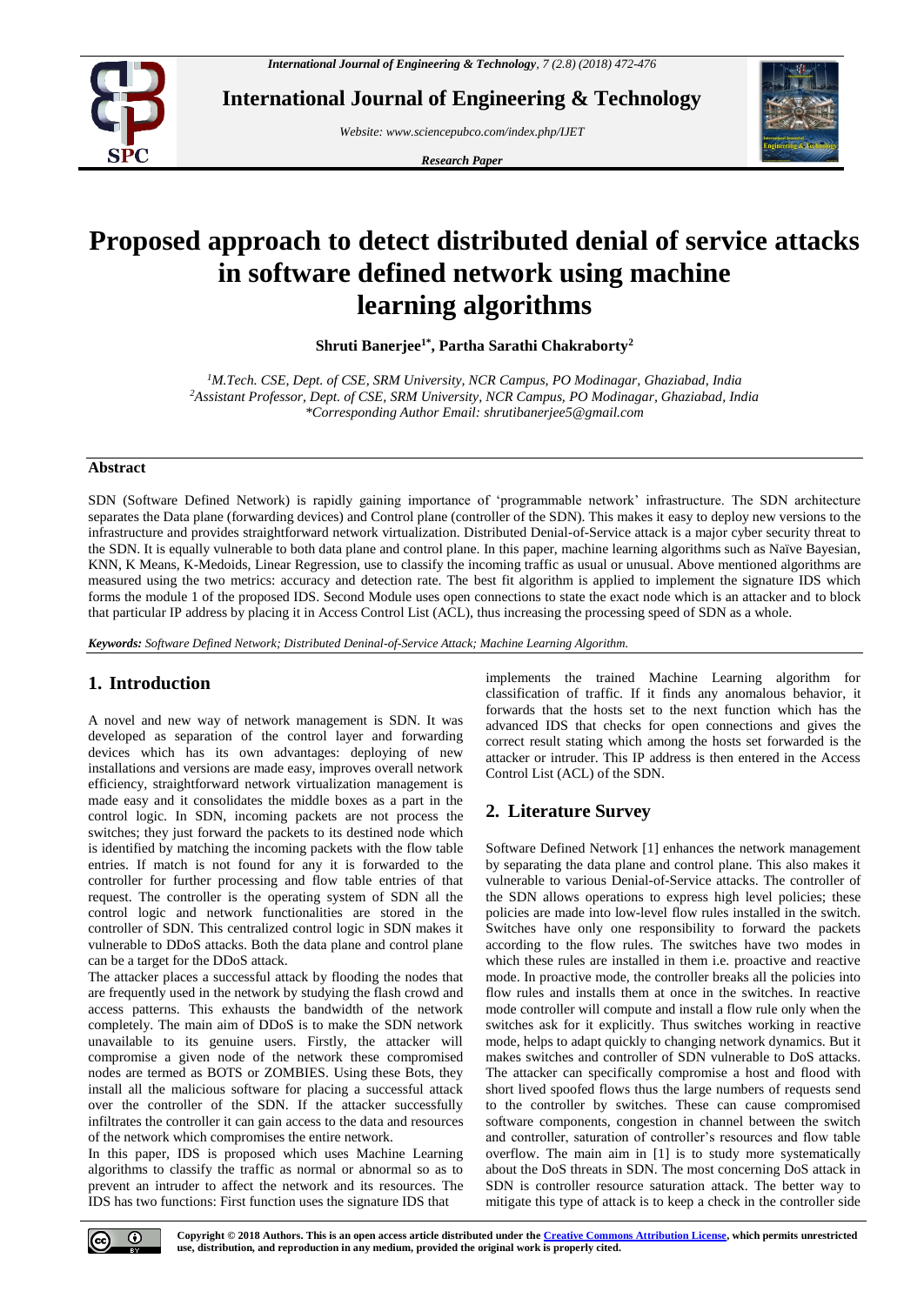# Proposed approach to detect distributed denial of service attacks in software defined network using machine learning algorithms

**Shruti Banerjee[1*], Partha Sarathi Chakraborty[2]**

*[1]M.Tech. CSE, Dept. of CSE, SRM University, NCR Campus, PO Modinagar, Ghaziabad, India*
*[2]Assistant Professor, Dept. of CSE, SRM University, NCR Campus, PO Modinagar, Ghaziabad, India*
*\*Corresponding Author Email: shrutibanerjee5@gmail.com*

## Abstract

SDN (Software Defined Network) is rapidly gaining importance of 'programmable network' infrastructure. The SDN architecture separates the Data plane (forwarding devices) and Control plane (controller of the SDN). This makes it easy to deploy new versions to the infrastructure and provides straightforward network virtualization. Distributed Denial-of-Service attack is a major cyber security threat to the SDN. It is equally vulnerable to both data plane and control plane. In this paper, machine learning algorithms such as Naïve Bayesian, KNN, K Means, K-Medoids, Linear Regression, use to classify the incoming traffic as usual or unusual. Above mentioned algorithms are measured using the two metrics: accuracy and detection rate. The best fit algorithm is applied to implement the signature IDS which forms the module 1 of the proposed IDS. Second Module uses open connections to state the exact node which is an attacker and to block that particular IP address by placing it in Access Control List (ACL), thus increasing the processing speed of SDN as a whole.

***Keywords:*** *Software Defined Network; Distributed Deninal-of-Service Attack; Machine Learning Algorithm.*

## 1. Introduction

A novel and new way of network management is SDN. It was developed as separation of the control layer and forwarding devices which has its own advantages: deploying of new installations and versions are made easy, improves overall network efficiency, straightforward network virtualization management is made easy and it consolidates the middle boxes as a part in the control logic. In SDN, incoming packets are not process the switches; they just forward the packets to its destined node which is identified by matching the incoming packets with the flow table entries. If match is not found for any it is forwarded to the controller for further processing and flow table entries of that request. The controller is the operating system of SDN all the control logic and network functionalities are stored in the controller of SDN. This centralized control logic in SDN makes it vulnerable to DDoS attacks. Both the data plane and control plane can be a target for the DDoS attack.

The attacker places a successful attack by flooding the nodes that are frequently used in the network by studying the flash crowd and access patterns. This exhausts the bandwidth of the network completely. The main aim of DDoS is to make the SDN network unavailable to its genuine users. Firstly, the attacker will compromise a given node of the network these compromised nodes are termed as BOTS or ZOMBIES. Using these Bots, they install all the malicious software for placing a successful attack over the controller of the SDN. If the attacker successfully infiltrates the controller it can gain access to the data and resources of the network which compromises the entire network.

In this paper, IDS is proposed which uses Machine Learning algorithms to classify the traffic as normal or abnormal so as to prevent an intruder to affect the network and its resources. The IDS has two functions: First function uses the signature IDS that implements the trained Machine Learning algorithm for classification of traffic. If it finds any anomalous behavior, it forwards the hosts set to the next function which has the advanced IDS that checks for open connections and gives the correct result stating which among the hosts set forwarded is the attacker or intruder. This IP address is then entered in the Access Control List (ACL) of the SDN.

## 2. Literature Survey

Software Defined Network [1] enhances the network management by separating the data plane and control plane. This also makes it vulnerable to various Denial-of-Service attacks. The controller of the SDN allows operations to express high level policies; these policies are made into low-level flow rules installed in the switch. Switches have only one responsibility to forward the packets according to the flow rules. The switches have two modes in which these rules are installed in them i.e. proactive and reactive mode. In proactive mode, the controller breaks all the policies into flow rules and installs them at once in the switches. In reactive mode controller will compute and install a flow rule only when the switches ask for it explicitly. Thus switches working in reactive mode, helps to adapt quickly to changing network dynamics. But it makes switches and controller of SDN vulnerable to DoS attacks. The attacker can specifically compromise a host and flood with short lived spoofed flows thus the large numbers of requests send to the controller by switches. These can cause compromised software components, congestion in channel between the switch and controller, saturation of controller's resources and flow table overflow. The main aim in [1] is to study more systematically about the DoS threats in SDN. The most concerning DoS attack in SDN is controller resource saturation attack. The better way to mitigate this type of attack is to keep a check in the controller side

**Copyright © 2018 Authors. This is an open access article distributed under the Creative Commons Attribution License, which permits unrestricted use, distribution, and reproduction in any medium, provided the original work is properly cited.**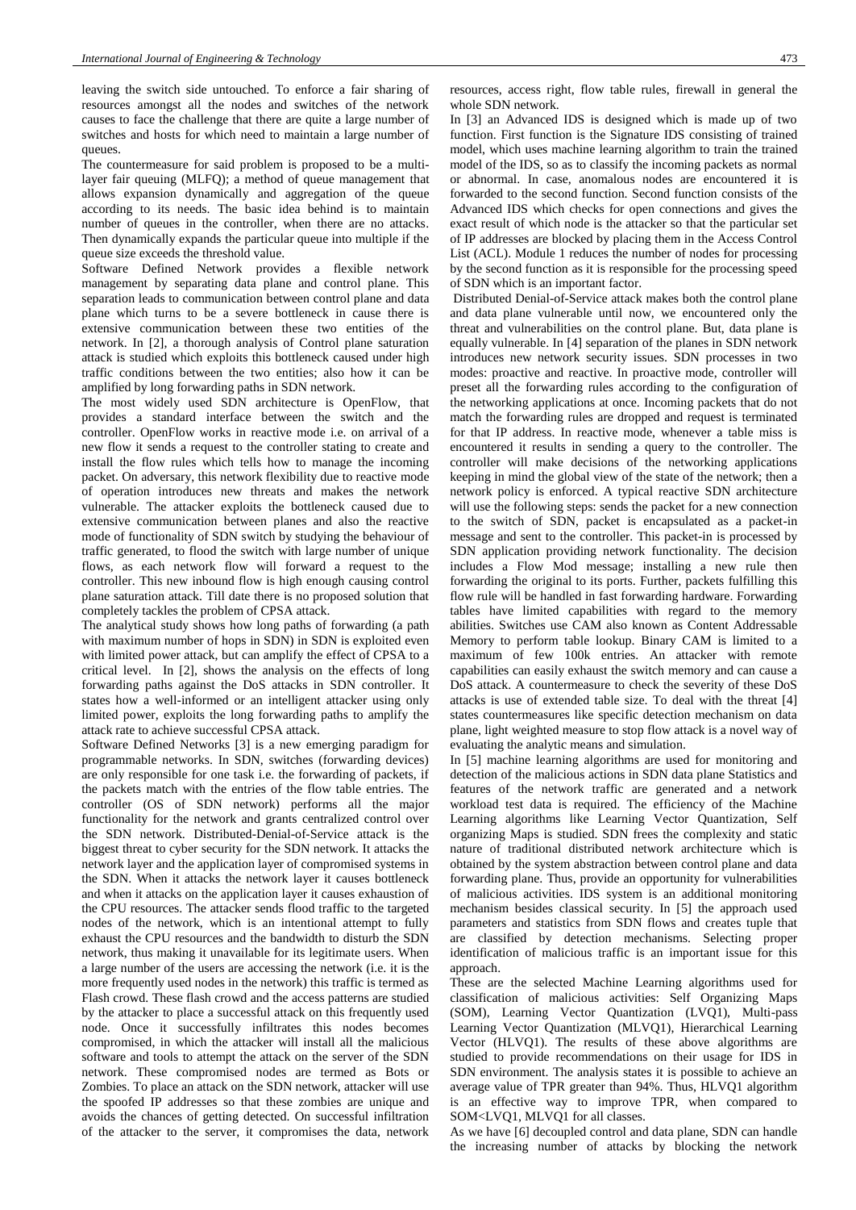leaving the switch side untouched. To enforce a fair sharing of resources amongst all the nodes and switches of the network causes to face the challenge that there are quite a large number of switches and hosts for which need to maintain a large number of queues.

The countermeasure for said problem is proposed to be a multi-layer fair queuing (MLFQ); a method of queue management that allows expansion dynamically and aggregation of the queue according to its needs. The basic idea behind is to maintain number of queues in the controller, when there are no attacks. Then dynamically expands the particular queue into multiple if the queue size exceeds the threshold value.

Software Defined Network provides a flexible network management by separating data plane and control plane. This separation leads to communication between control plane and data plane which turns to be a severe bottleneck in cause there is extensive communication between these two entities of the network. In [2], a thorough analysis of Control plane saturation attack is studied which exploits this bottleneck caused under high traffic conditions between the two entities; also how it can be amplified by long forwarding paths in SDN network.

The most widely used SDN architecture is OpenFlow, that provides a standard interface between the switch and the controller. OpenFlow works in reactive mode i.e. on arrival of a new flow it sends a request to the controller stating to create and install the flow rules which tells how to manage the incoming packet. On adversary, this network flexibility due to reactive mode of operation introduces new threats and makes the network vulnerable. The attacker exploits the bottleneck caused due to extensive communication between planes and also the reactive mode of functionality of SDN switch by studying the behaviour of traffic generated, to flood the switch with large number of unique flows, as each network flow will forward a request to the controller. This new inbound flow is high enough causing control plane saturation attack. Till date there is no proposed solution that completely tackles the problem of CPSA attack.

The analytical study shows how long paths of forwarding (a path with maximum number of hops in SDN) is exploited even with limited power attack, but can amplify the effect of CPSA to a critical level. In [2], shows the analysis on the effects of long forwarding paths against the DoS attacks in SDN controller. It states how a well-informed or an intelligent attacker using only limited power, exploits the long forwarding paths to amplify the attack rate to achieve successful CPSA attack.

Software Defined Networks [3] is a new emerging paradigm for programmable networks. In SDN, switches (forwarding devices) are only responsible for one task i.e. the forwarding of packets, if the packets match with the entries of the flow table entries. The controller (OS of SDN network) performs all the major functionality for the network and grants centralized control over the SDN network. Distributed-Denial-of-Service attack is the biggest threat to cyber security for the SDN network. It attacks the network layer and the application layer of compromised systems in the SDN. When it attacks the network layer it causes bottleneck and when it attacks on the application layer it causes exhaustion of the CPU resources. The attacker sends flood traffic to the targeted nodes of the network, which is an intentional attempt to fully exhaust the CPU resources and the bandwidth to disturb the SDN network, thus making it unavailable for its legitimate users. When a large number of the users are accessing the network (i.e. it is the more frequently used nodes in the network) this traffic is termed as Flash crowd. These flash crowd and the access patterns are studied by the attacker to place a successful attack on this frequently used node. Once it successfully infiltrates this nodes becomes compromised, in which the attacker will install all the malicious software and tools to attempt the attack on the server of the SDN network. These compromised nodes are termed as Bots or Zombies. To place an attack on the SDN network, attacker will use the spoofed IP addresses so that these zombies are unique and avoids the chances of getting detected. On successful infiltration of the attacker to the server, it compromises the data, network resources, access right, flow table rules, firewall in general the whole SDN network.

In [3] an Advanced IDS is designed which is made up of two function. First function is the Signature IDS consisting of trained model, which uses machine learning algorithm to train the trained model of the IDS, so as to classify the incoming packets as normal or abnormal. In case, anomalous nodes are encountered it is forwarded to the second function. Second function consists of the Advanced IDS which checks for open connections and gives the exact result of which node is the attacker so that the particular set of IP addresses are blocked by placing them in the Access Control List (ACL). Module 1 reduces the number of nodes for processing by the second function as it is responsible for the processing speed of SDN which is an important factor.

Distributed Denial-of-Service attack makes both the control plane and data plane vulnerable until now, we encountered only the threat and vulnerabilities on the control plane. But, data plane is equally vulnerable. In [4] separation of the planes in SDN network introduces new network security issues. SDN processes in two modes: proactive and reactive. In proactive mode, controller will preset all the forwarding rules according to the configuration of the networking applications at once. Incoming packets that do not match the forwarding rules are dropped and request is terminated for that IP address. In reactive mode, whenever a table miss is encountered it results in sending a query to the controller. The controller will make decisions of the networking applications keeping in mind the global view of the state of the network; then a network policy is enforced. A typical reactive SDN architecture will use the following steps: sends the packet for a new connection to the switch of SDN, packet is encapsulated as a packet-in message and sent to the controller. This packet-in is processed by SDN application providing network functionality. The decision includes a Flow Mod message; installing a new rule then forwarding the original to its ports. Further, packets fulfilling this flow rule will be handled in fast forwarding hardware. Forwarding tables have limited capabilities with regard to the memory abilities. Switches use CAM also known as Content Addressable Memory to perform table lookup. Binary CAM is limited to a maximum of few 100k entries. An attacker with remote capabilities can easily exhaust the switch memory and can cause a DoS attack. A countermeasure to check the severity of these DoS attacks is use of extended table size. To deal with the threat [4] states countermeasures like specific detection mechanism on data plane, light weighted measure to stop flow attack is a novel way of evaluating the analytic means and simulation.

In [5] machine learning algorithms are used for monitoring and detection of the malicious actions in SDN data plane Statistics and features of the network traffic are generated and a network workload test data is required. The efficiency of the Machine Learning algorithms like Learning Vector Quantization, Self organizing Maps is studied. SDN frees the complexity and static nature of traditional distributed network architecture which is obtained by the system abstraction between control plane and data forwarding plane. Thus, provide an opportunity for vulnerabilities of malicious activities. IDS system is an additional monitoring mechanism besides classical security. In [5] the approach used parameters and statistics from SDN flows and creates tuple that are classified by detection mechanisms. Selecting proper identification of malicious traffic is an important issue for this approach.

These are the selected Machine Learning algorithms used for classification of malicious activities: Self Organizing Maps (SOM), Learning Vector Quantization (LVQ1), Multi-pass Learning Vector Quantization (MLVQ1), Hierarchical Learning Vector (HLVQ1). The results of these above algorithms are studied to provide recommendations on their usage for IDS in SDN environment. The analysis states it is possible to achieve an average value of TPR greater than 94%. Thus, HLVQ1 algorithm is an effective way to improve TPR, when compared to SOM<LVQ1, MLVQ1 for all classes.

As we have [6] decoupled control and data plane, SDN can handle the increasing number of attacks by blocking the network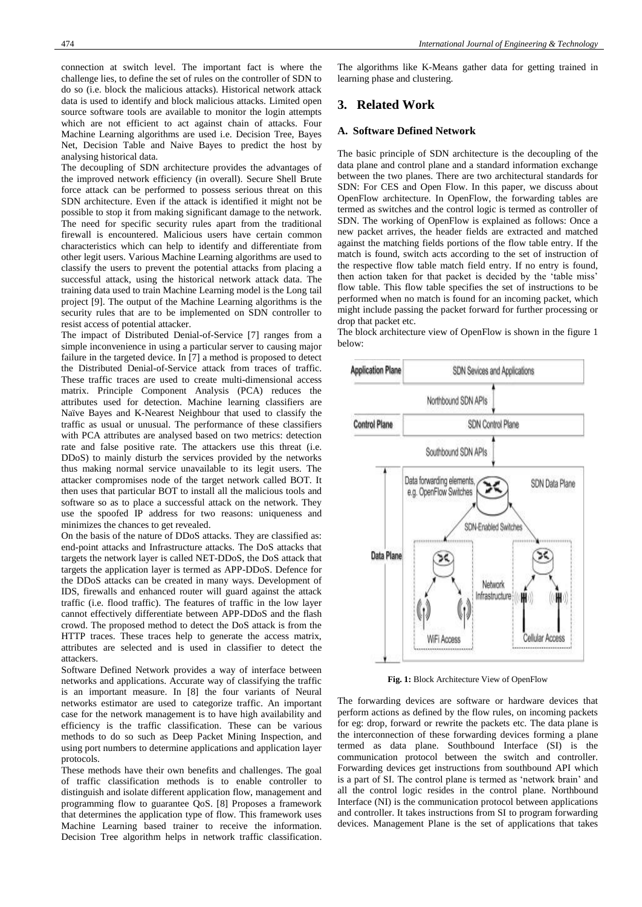connection at switch level. The important fact is where the challenge lies, to define the set of rules on the controller of SDN to do so (i.e. block the malicious attacks). Historical network attack data is used to identify and block malicious attacks. Limited open source software tools are available to monitor the login attempts which are not efficient to act against chain of attacks. Four Machine Learning algorithms are used i.e. Decision Tree, Bayes Net, Decision Table and Naive Bayes to predict the host by analysing historical data.

The decoupling of SDN architecture provides the advantages of the improved network efficiency (in overall). Secure Shell Brute force attack can be performed to possess serious threat on this SDN architecture. Even if the attack is identified it might not be possible to stop it from making significant damage to the network. The need for specific security rules apart from the traditional firewall is encountered. Malicious users have certain common characteristics which can help to identify and differentiate from other legit users. Various Machine Learning algorithms are used to classify the users to prevent the potential attacks from placing a successful attack, using the historical network attack data. The training data used to train Machine Learning model is the Long tail project [9]. The output of the Machine Learning algorithms is the security rules that are to be implemented on SDN controller to resist access of potential attacker.

The impact of Distributed Denial-of-Service [7] ranges from a simple inconvenience in using a particular server to causing major failure in the targeted device. In [7] a method is proposed to detect the Distributed Denial-of-Service attack from traces of traffic. These traffic traces are used to create multi-dimensional access matrix. Principle Component Analysis (PCA) reduces the attributes used for detection. Machine learning classifiers are Naïve Bayes and K-Nearest Neighbour that used to classify the traffic as usual or unusual. The performance of these classifiers with PCA attributes are analysed based on two metrics: detection rate and false positive rate. The attackers use this threat (i.e. DDoS) to mainly disturb the services provided by the networks thus making normal service unavailable to its legit users. The attacker compromises node of the target network called BOT. It then uses that particular BOT to install all the malicious tools and software so as to place a successful attack on the network. They use the spoofed IP address for two reasons: uniqueness and minimizes the chances to get revealed.

On the basis of the nature of DDoS attacks. They are classified as: end-point attacks and Infrastructure attacks. The DoS attacks that targets the network layer is called NET-DDoS, the DoS attack that targets the application layer is termed as APP-DDoS. Defence for the DDoS attacks can be created in many ways. Development of IDS, firewalls and enhanced router will guard against the attack traffic (i.e. flood traffic). The features of traffic in the low layer cannot effectively differentiate between APP-DDoS and the flash crowd. The proposed method to detect the DoS attack is from the HTTP traces. These traces help to generate the access matrix, attributes are selected and is used in classifier to detect the attackers.

Software Defined Network provides a way of interface between networks and applications. Accurate way of classifying the traffic is an important measure. In [8] the four variants of Neural networks estimator are used to categorize traffic. An important case for the network management is to have high availability and efficiency is the traffic classification. These can be various methods to do so such as Deep Packet Mining Inspection, and using port numbers to determine applications and application layer protocols.

These methods have their own benefits and challenges. The goal of traffic classification methods is to enable controller to distinguish and isolate different application flow, management and programming flow to guarantee QoS. [8] Proposes a framework that determines the application type of flow. This framework uses Machine Learning based trainer to receive the information. Decision Tree algorithm helps in network traffic classification. The algorithms like K-Means gather data for getting trained in learning phase and clustering.

## 3. Related Work

### A. Software Defined Network

The basic principle of SDN architecture is the decoupling of the data plane and control plane and a standard information exchange between the two planes. There are two architectural standards for SDN: For CES and Open Flow. In this paper, we discuss about OpenFlow architecture. In OpenFlow, the forwarding tables are termed as switches and the control logic is termed as controller of SDN. The working of OpenFlow is explained as follows: Once a new packet arrives, the header fields are extracted and matched against the matching fields portions of the flow table entry. If the match is found, switch acts according to the set of instruction of the respective flow table match field entry. If no entry is found, then action taken for that packet is decided by the 'table miss' flow table. This flow table specifies the set of instructions to be performed when no match is found for an incoming packet, which might include passing the packet forward for further processing or drop that packet etc.

The block architecture view of OpenFlow is shown in the figure 1 below:

**Fig. 1:** Block Architecture View of OpenFlow

The forwarding devices are software or hardware devices that perform actions as defined by the flow rules, on incoming packets for eg: drop, forward or rewrite the packets etc. The data plane is the interconnection of these forwarding devices forming a plane termed as data plane. Southbound Interface (SI) is the communication protocol between the switch and controller. Forwarding devices get instructions from southbound API which is a part of SI. The control plane is termed as 'network brain' and all the control logic resides in the control plane. Northbound Interface (NI) is the communication protocol between applications and controller. It takes instructions from SI to program forwarding devices. Management Plane is the set of applications that takes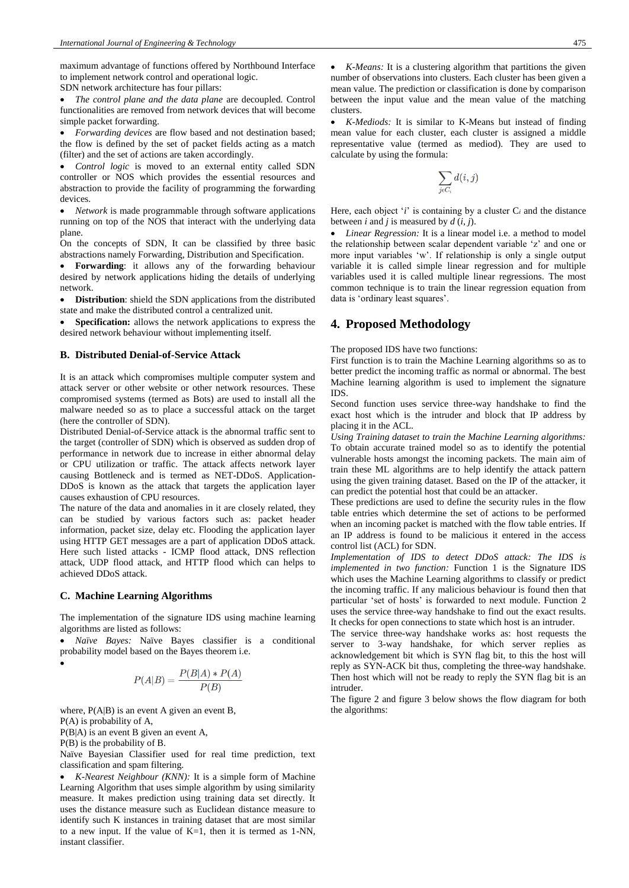maximum advantage of functions offered by Northbound Interface to implement network control and operational logic.

SDN network architecture has four pillars:

- *The control plane and the data plane* are decoupled. Control functionalities are removed from network devices that will become simple packet forwarding.
- *Forwarding devices* are flow based and not destination based; the flow is defined by the set of packet fields acting as a match (filter) and the set of actions are taken accordingly.
- *Control logic* is moved to an external entity called SDN controller or NOS which provides the essential resources and abstraction to provide the facility of programming the forwarding devices.
- *Network* is made programmable through software applications running on top of the NOS that interact with the underlying data plane.

On the concepts of SDN, It can be classified by three basic abstractions namely Forwarding, Distribution and Specification.

- **Forwarding**: it allows any of the forwarding behaviour desired by network applications hiding the details of underlying network.
- **Distribution**: shield the SDN applications from the distributed state and make the distributed control a centralized unit.
- **Specification:** allows the network applications to express the desired network behaviour without implementing itself.

### B. Distributed Denial-of-Service Attack

It is an attack which compromises multiple computer system and attack server or other website or other network resources. These compromised systems (termed as Bots) are used to install all the malware needed so as to place a successful attack on the target (here the controller of SDN).

Distributed Denial-of-Service attack is the abnormal traffic sent to the target (controller of SDN) which is observed as sudden drop of performance in network due to increase in either abnormal delay or CPU utilization or traffic. The attack affects network layer causing Bottleneck and is termed as NET-DDoS. Application-DDoS is known as the attack that targets the application layer causes exhaustion of CPU resources.

The nature of the data and anomalies in it are closely related, they can be studied by various factors such as: packet header information, packet size, delay etc. Flooding the application layer using HTTP GET messages are a part of application DDoS attack. Here such listed attacks - ICMP flood attack, DNS reflection attack, UDP flood attack, and HTTP flood which can helps to achieved DDoS attack.

### C. Machine Learning Algorithms

The implementation of the signature IDS using machine learning algorithms are listed as follows:

- *Naïve Bayes:* Naïve Bayes classifier is a conditional probability model based on the Bayes theorem i.e.

$$P(A|B) = \frac{P(B|A) * P(A)}{P(B)}$$

where, P(A|B) is an event A given an event B,

P(A) is probability of A,

P(B|A) is an event B given an event A,

P(B) is the probability of B.

Naïve Bayesian Classifier used for real time prediction, text classification and spam filtering.

- *K-Nearest Neighbour (KNN):* It is a simple form of Machine Learning Algorithm that uses simple algorithm by using similarity measure. It makes prediction using training data set directly. It uses the distance measure such as Euclidean distance measure to identify such K instances in training dataset that are most similar to a new input. If the value of K=1, then it is termed as 1-NN, instant classifier.
- *K-Means:* It is a clustering algorithm that partitions the given number of observations into clusters. Each cluster has been given a mean value. The prediction or classification is done by comparison between the input value and the mean value of the matching clusters.
- *K-Mediods:* It is similar to K-Means but instead of finding mean value for each cluster, each cluster is assigned a middle representative value (termed as mediod). They are used to calculate by using the formula:

$$\sum_{j \in C_i} d(i, j)$$

Here, each object '$i$' is containing by a cluster $C_i$ and the distance between $i$ and $j$ is measured by $d(i, j)$.

- *Linear Regression:* It is a linear model i.e. a method to model the relationship between scalar dependent variable 'z' and one or more input variables 'w'. If relationship is only a single output variable it is called simple linear regression and for multiple variables used it is called multiple linear regressions. The most common technique is to train the linear regression equation from data is 'ordinary least squares'.

## 4. Proposed Methodology

The proposed IDS have two functions:

First function is to train the Machine Learning algorithms so as to better predict the incoming traffic as normal or abnormal. The best Machine learning algorithm is used to implement the signature IDS.

Second function uses service three-way handshake to find the exact host which is the intruder and block that IP address by placing it in the ACL.

*Using Training dataset to train the Machine Learning algorithms:* To obtain accurate trained model so as to identify the potential vulnerable hosts amongst the incoming packets. The main aim of train these ML algorithms are to help identify the attack pattern using the given training dataset. Based on the IP of the attacker, it can predict the potential host that could be an attacker.

These predictions are used to define the security rules in the flow table entries which determine the set of actions to be performed when an incoming packet is matched with the flow table entries. If an IP address is found to be malicious it entered in the access control list (ACL) for SDN.

*Implementation of IDS to detect DDoS attack: The IDS is implemented in two function:* Function 1 is the Signature IDS which uses the Machine Learning algorithms to classify or predict the incoming traffic. If any malicious behaviour is found then that particular 'set of hosts' is forwarded to next module. Function 2 uses the service three-way handshake to find out the exact results. It checks for open connections to state which host is an intruder.

The service three-way handshake works as: host requests the server to 3-way handshake, for which server replies as acknowledgement bit which is SYN flag bit, to this the host will reply as SYN-ACK bit thus, completing the three-way handshake. Then host which will not be ready to reply the SYN flag bit is an intruder.

The figure 2 and figure 3 below shows the flow diagram for both the algorithms: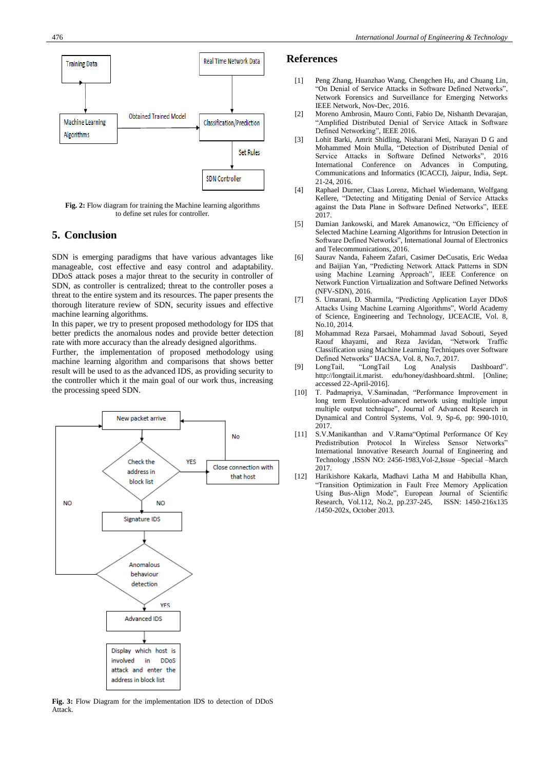Training Data

Real Time Network Data

Machine Learning Algorithms

Obtained Trained Model

Classification/Prediction

Set Rules

SDN Controller

**Fig. 2:** Flow diagram for training the Machine learning algorithms to define set rules for controller.

## 5. Conclusion

SDN is emerging paradigms that have various advantages like manageable, cost effective and easy control and adaptability. DDoS attack poses a major threat to the security in controller of SDN, as controller is centralized; threat to the controller poses a threat to the entire system and its resources. The paper presents the thorough literature review of SDN, security issues and effective machine learning algorithms.

In this paper, we try to present proposed methodology for IDS that better predicts the anomalous nodes and provide better detection rate with more accuracy than the already designed algorithms.

Further, the implementation of proposed methodology using machine learning algorithm and comparisons that shows better result will be used to as the advanced IDS, as providing security to the controller which it the main goal of our work thus, increasing the processing speed SDN.

New packet arrive

Check the address in block list

YES

Close connection with that host

No

NO

NO

Signature IDS

Anomalous behaviour detection

YES

Advanced IDS

Display which host is involved in DDoS attack and enter the address in block list

**Fig. 3:** Flow Diagram for the implementation IDS to detection of DDoS Attack.

## References

[1] Peng Zhang, Huanzhao Wang, Chengchen Hu, and Chuang Lin, "On Denial of Service Attacks in Software Defined Networks", Network Forensics and Surveillance for Emerging Networks IEEE Network, Nov-Dec, 2016.

[2] Moreno Ambrosin, Mauro Conti, Fabio De, Nishanth Devarajan, "Amplified Distributed Denial of Service Attack in Software Defined Networking", IEEE 2016.

[3] Lohit Barki, Amrit Shidling, Nisharani Meti, Narayan D G and Mohammed Moin Mulla, "Detection of Distributed Denial of Service Attacks in Software Defined Networks", 2016 International Conference on Advances in Computing, Communications and Informatics (ICACCI), Jaipur, India, Sept. 21-24, 2016.

[4] Raphael Durner, Claas Lorenz, Michael Wiedemann, Wolfgang Kellere, "Detecting and Mitigating Denial of Service Attacks against the Data Plane in Software Defined Networks", IEEE 2017.

[5] Damian Jankowski, and Marek Amanowicz, "On Efficiency of Selected Machine Learning Algorithms for Intrusion Detection in Software Defined Networks", International Journal of Electronics and Telecommunications, 2016.

[6] Saurav Nanda, Faheem Zafari, Casimer DeCusatis, Eric Wedaa and Baijian Yan, "Predicting Network Attack Patterns in SDN using Machine Learning Approach", IEEE Conference on Network Function Virtualization and Software Defined Networks (NFV-SDN), 2016.

[7] S. Umarani, D. Sharmila, "Predicting Application Layer DDoS Attacks Using Machine Learning Algorithms", World Academy of Science, Engineering and Technology, IJCEACIE, Vol. 8, No.10, 2014.

[8] Mohammad Reza Parsaei, Mohammad Javad Sobouti, Seyed Raouf khayami, and Reza Javidan, "Network Traffic Classification using Machine Learning Techniques over Software Defined Networks" IJACSA, Vol. 8, No.7, 2017.

[9] LongTail, "LongTail Log Analysis Dashboard". http://longtail.it.marist. edu/honey/dashboard.shtml. [Online; accessed 22-April-2016].

[10] T. Padmapriya, V.Saminadan, "Performance Improvement in long term Evolution-advanced network using multiple imput multiple output technique", Journal of Advanced Research in Dynamical and Control Systems, Vol. 9, Sp-6, pp: 990-1010, 2017.

[11] S.V.Manikanthan and V.Rama"Optimal Performance Of Key Predistribution Protocol In Wireless Sensor Networks" International Innovative Research Journal of Engineering and Technology ,ISSN NO: 2456-1983,Vol-2,Issue –Special –March 2017.

[12] Harikishore Kakarla, Madhavi Latha M and Habibulla Khan, "Transition Optimization in Fault Free Memory Application Using Bus-Align Mode", European Journal of Scientific Research, Vol.112, No.2, pp.237-245, ISSN: 1450-216x135 /1450-202x, October 2013.